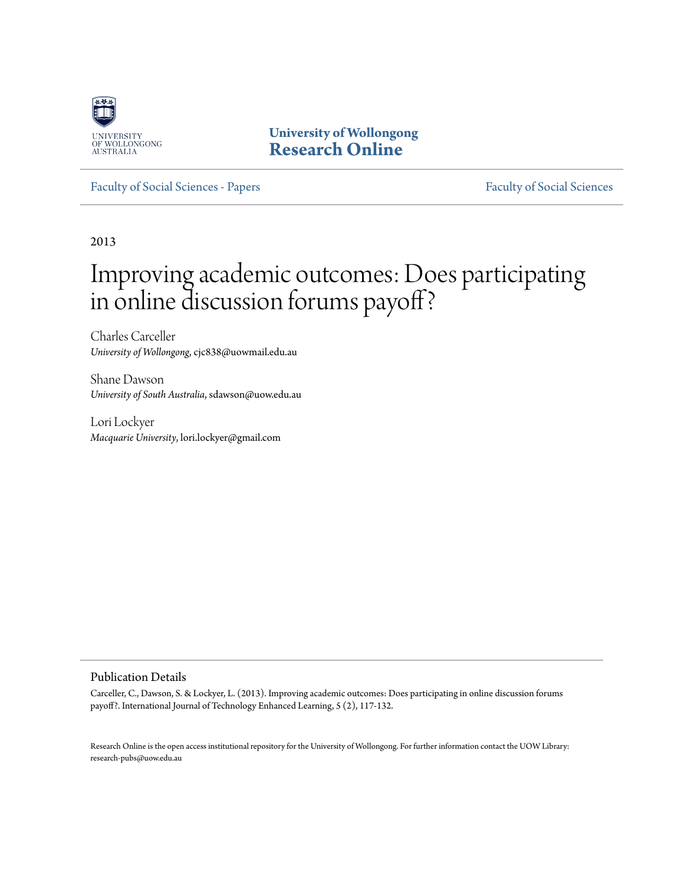University of Wollongong
# Research Online

Faculty of Social Sciences - Papers | Faculty of Social Sciences

2013

# Improving academic outcomes: Does participating in online discussion forums payoff?

Charles Carceller
*University of Wollongong*, cjc838@uowmail.edu.au

Shane Dawson
*University of South Australia*, sdawson@uow.edu.au

Lori Lockyer
*Macquarie University*, lori.lockyer@gmail.com

## Publication Details

Carceller, C., Dawson, S. & Lockyer, L. (2013). Improving academic outcomes: Does participating in online discussion forums payoff?. International Journal of Technology Enhanced Learning, 5 (2), 117-132.

Research Online is the open access institutional repository for the University of Wollongong. For further information contact the UOW Library: research-pubs@uow.edu.au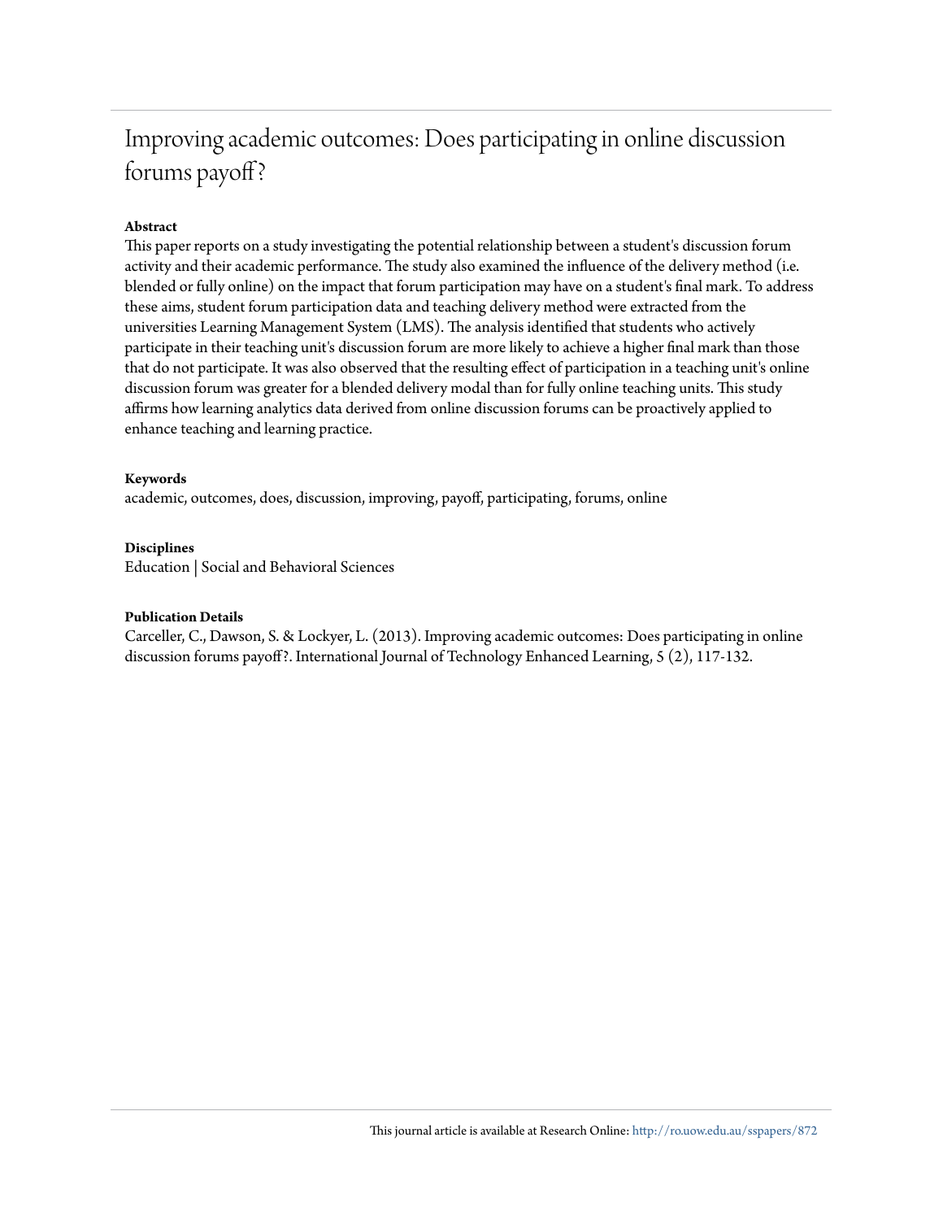# Improving academic outcomes: Does participating in online discussion forums payoff?

**Abstract**

This paper reports on a study investigating the potential relationship between a student's discussion forum activity and their academic performance. The study also examined the influence of the delivery method (i.e. blended or fully online) on the impact that forum participation may have on a student's final mark. To address these aims, student forum participation data and teaching delivery method were extracted from the universities Learning Management System (LMS). The analysis identified that students who actively participate in their teaching unit's discussion forum are more likely to achieve a higher final mark than those that do not participate. It was also observed that the resulting effect of participation in a teaching unit's online discussion forum was greater for a blended delivery modal than for fully online teaching units. This study affirms how learning analytics data derived from online discussion forums can be proactively applied to enhance teaching and learning practice.

**Keywords**

academic, outcomes, does, discussion, improving, payoff, participating, forums, online

**Disciplines**

Education | Social and Behavioral Sciences

**Publication Details**

Carceller, C., Dawson, S. & Lockyer, L. (2013). Improving academic outcomes: Does participating in online discussion forums payoff?. International Journal of Technology Enhanced Learning, 5 (2), 117-132.

This journal article is available at Research Online: http://ro.uow.edu.au/sspapers/872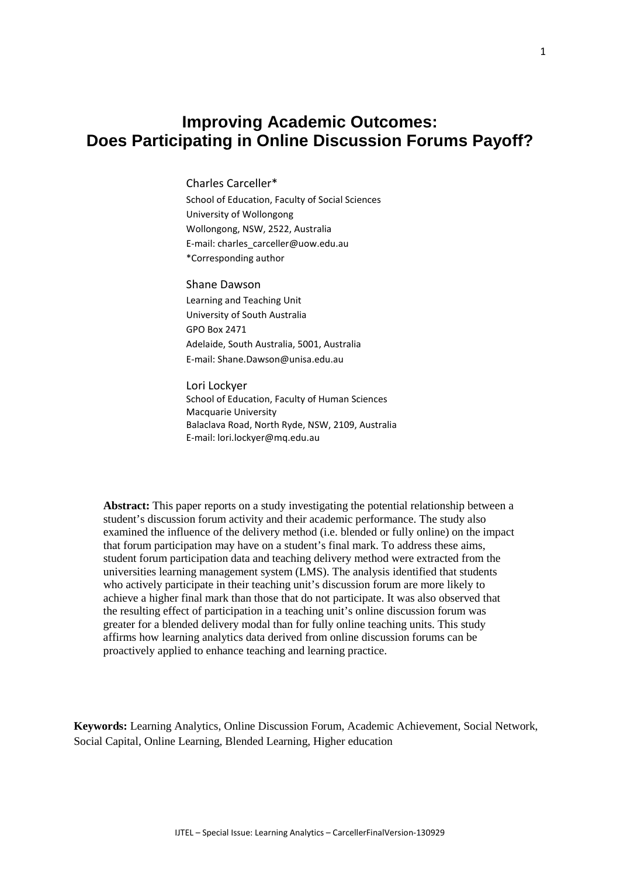# Improving Academic Outcomes: Does Participating in Online Discussion Forums Payoff?

Charles Carceller*
School of Education, Faculty of Social Sciences
University of Wollongong
Wollongong, NSW, 2522, Australia
E-mail: charles_carceller@uow.edu.au
*Corresponding author

Shane Dawson
Learning and Teaching Unit
University of South Australia
GPO Box 2471
Adelaide, South Australia, 5001, Australia
E-mail: Shane.Dawson@unisa.edu.au

Lori Lockyer
School of Education, Faculty of Human Sciences
Macquarie University
Balaclava Road, North Ryde, NSW, 2109, Australia
E-mail: lori.lockyer@mq.edu.au

**Abstract:** This paper reports on a study investigating the potential relationship between a student's discussion forum activity and their academic performance. The study also examined the influence of the delivery method (i.e. blended or fully online) on the impact that forum participation may have on a student's final mark. To address these aims, student forum participation data and teaching delivery method were extracted from the universities learning management system (LMS). The analysis identified that students who actively participate in their teaching unit's discussion forum are more likely to achieve a higher final mark than those that do not participate. It was also observed that the resulting effect of participation in a teaching unit's online discussion forum was greater for a blended delivery modal than for fully online teaching units. This study affirms how learning analytics data derived from online discussion forums can be proactively applied to enhance teaching and learning practice.

**Keywords:** Learning Analytics, Online Discussion Forum, Academic Achievement, Social Network, Social Capital, Online Learning, Blended Learning, Higher education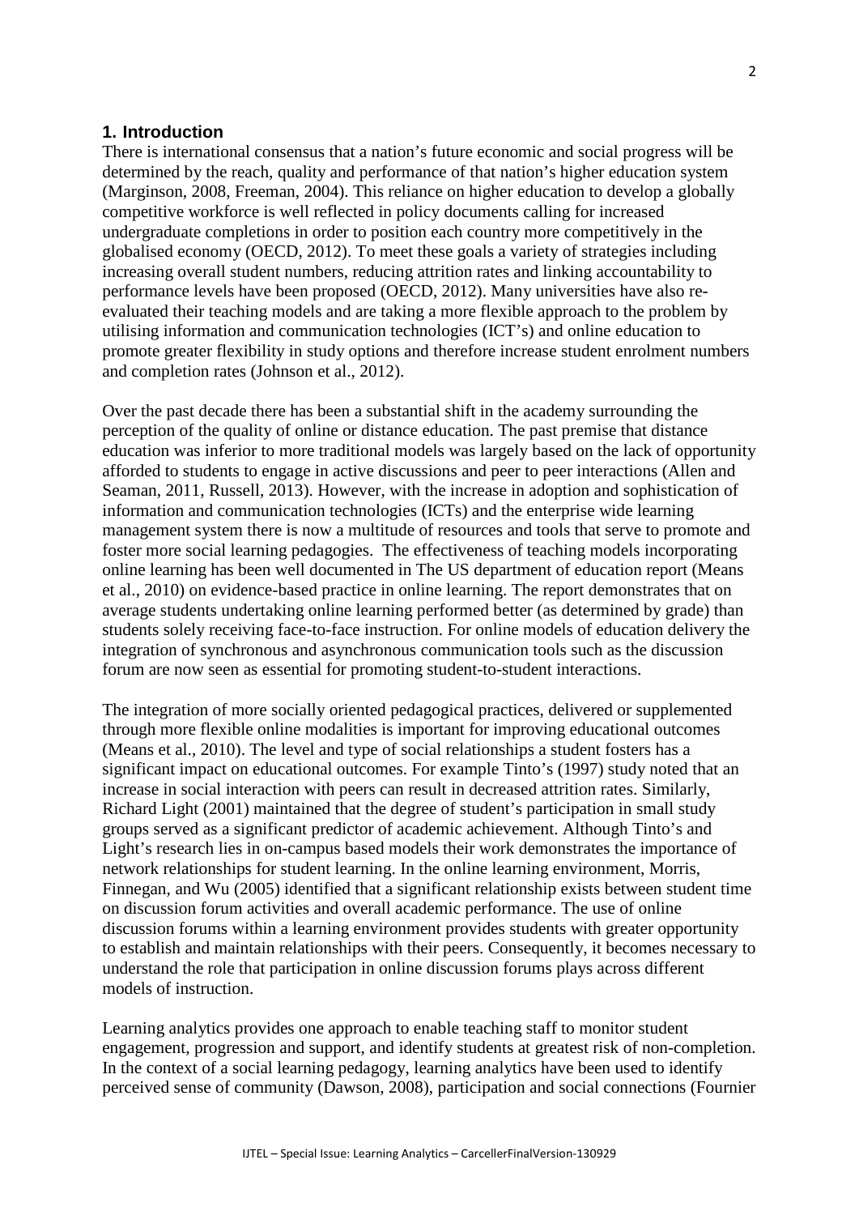## 1. Introduction

There is international consensus that a nation's future economic and social progress will be determined by the reach, quality and performance of that nation's higher education system (Marginson, 2008, Freeman, 2004). This reliance on higher education to develop a globally competitive workforce is well reflected in policy documents calling for increased undergraduate completions in order to position each country more competitively in the globalised economy (OECD, 2012). To meet these goals a variety of strategies including increasing overall student numbers, reducing attrition rates and linking accountability to performance levels have been proposed (OECD, 2012). Many universities have also re-evaluated their teaching models and are taking a more flexible approach to the problem by utilising information and communication technologies (ICT's) and online education to promote greater flexibility in study options and therefore increase student enrolment numbers and completion rates (Johnson et al., 2012).

Over the past decade there has been a substantial shift in the academy surrounding the perception of the quality of online or distance education. The past premise that distance education was inferior to more traditional models was largely based on the lack of opportunity afforded to students to engage in active discussions and peer to peer interactions (Allen and Seaman, 2011, Russell, 2013). However, with the increase in adoption and sophistication of information and communication technologies (ICTs) and the enterprise wide learning management system there is now a multitude of resources and tools that serve to promote and foster more social learning pedagogies. The effectiveness of teaching models incorporating online learning has been well documented in The US department of education report (Means et al., 2010) on evidence-based practice in online learning. The report demonstrates that on average students undertaking online learning performed better (as determined by grade) than students solely receiving face-to-face instruction. For online models of education delivery the integration of synchronous and asynchronous communication tools such as the discussion forum are now seen as essential for promoting student-to-student interactions.

The integration of more socially oriented pedagogical practices, delivered or supplemented through more flexible online modalities is important for improving educational outcomes (Means et al., 2010). The level and type of social relationships a student fosters has a significant impact on educational outcomes. For example Tinto's (1997) study noted that an increase in social interaction with peers can result in decreased attrition rates. Similarly, Richard Light (2001) maintained that the degree of student's participation in small study groups served as a significant predictor of academic achievement. Although Tinto's and Light's research lies in on-campus based models their work demonstrates the importance of network relationships for student learning. In the online learning environment, Morris, Finnegan, and Wu (2005) identified that a significant relationship exists between student time on discussion forum activities and overall academic performance. The use of online discussion forums within a learning environment provides students with greater opportunity to establish and maintain relationships with their peers. Consequently, it becomes necessary to understand the role that participation in online discussion forums plays across different models of instruction.

Learning analytics provides one approach to enable teaching staff to monitor student engagement, progression and support, and identify students at greatest risk of non-completion. In the context of a social learning pedagogy, learning analytics have been used to identify perceived sense of community (Dawson, 2008), participation and social connections (Fournier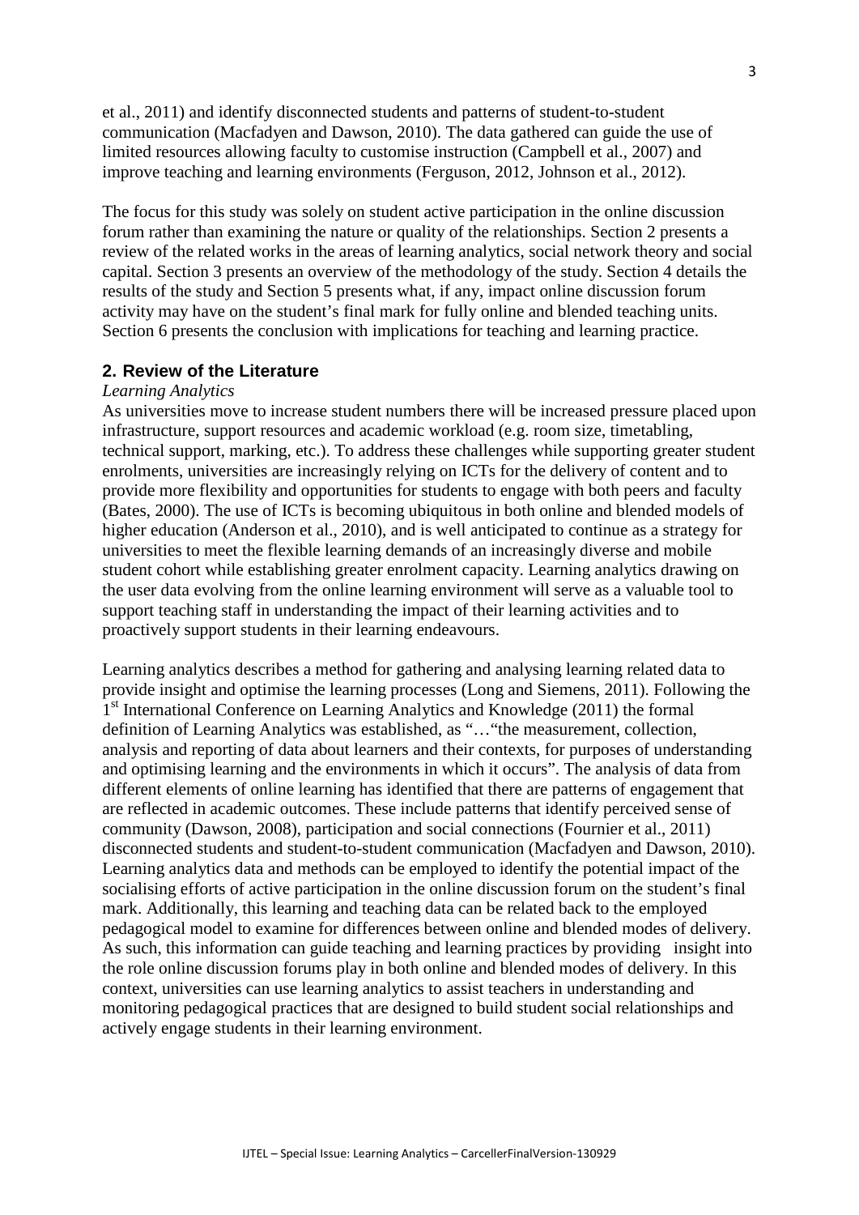et al., 2011) and identify disconnected students and patterns of student-to-student communication (Macfadyen and Dawson, 2010). The data gathered can guide the use of limited resources allowing faculty to customise instruction (Campbell et al., 2007) and improve teaching and learning environments (Ferguson, 2012, Johnson et al., 2012).

The focus for this study was solely on student active participation in the online discussion forum rather than examining the nature or quality of the relationships. Section 2 presents a review of the related works in the areas of learning analytics, social network theory and social capital. Section 3 presents an overview of the methodology of the study. Section 4 details the results of the study and Section 5 presents what, if any, impact online discussion forum activity may have on the student's final mark for fully online and blended teaching units. Section 6 presents the conclusion with implications for teaching and learning practice.

## 2. Review of the Literature

*Learning Analytics*

As universities move to increase student numbers there will be increased pressure placed upon infrastructure, support resources and academic workload (e.g. room size, timetabling, technical support, marking, etc.). To address these challenges while supporting greater student enrolments, universities are increasingly relying on ICTs for the delivery of content and to provide more flexibility and opportunities for students to engage with both peers and faculty (Bates, 2000). The use of ICTs is becoming ubiquitous in both online and blended models of higher education (Anderson et al., 2010), and is well anticipated to continue as a strategy for universities to meet the flexible learning demands of an increasingly diverse and mobile student cohort while establishing greater enrolment capacity. Learning analytics drawing on the user data evolving from the online learning environment will serve as a valuable tool to support teaching staff in understanding the impact of their learning activities and to proactively support students in their learning endeavours.

Learning analytics describes a method for gathering and analysing learning related data to provide insight and optimise the learning processes (Long and Siemens, 2011). Following the 1st International Conference on Learning Analytics and Knowledge (2011) the formal definition of Learning Analytics was established, as "…"the measurement, collection, analysis and reporting of data about learners and their contexts, for purposes of understanding and optimising learning and the environments in which it occurs". The analysis of data from different elements of online learning has identified that there are patterns of engagement that are reflected in academic outcomes. These include patterns that identify perceived sense of community (Dawson, 2008), participation and social connections (Fournier et al., 2011) disconnected students and student-to-student communication (Macfadyen and Dawson, 2010). Learning analytics data and methods can be employed to identify the potential impact of the socialising efforts of active participation in the online discussion forum on the student's final mark. Additionally, this learning and teaching data can be related back to the employed pedagogical model to examine for differences between online and blended modes of delivery. As such, this information can guide teaching and learning practices by providing insight into the role online discussion forums play in both online and blended modes of delivery. In this context, universities can use learning analytics to assist teachers in understanding and monitoring pedagogical practices that are designed to build student social relationships and actively engage students in their learning environment.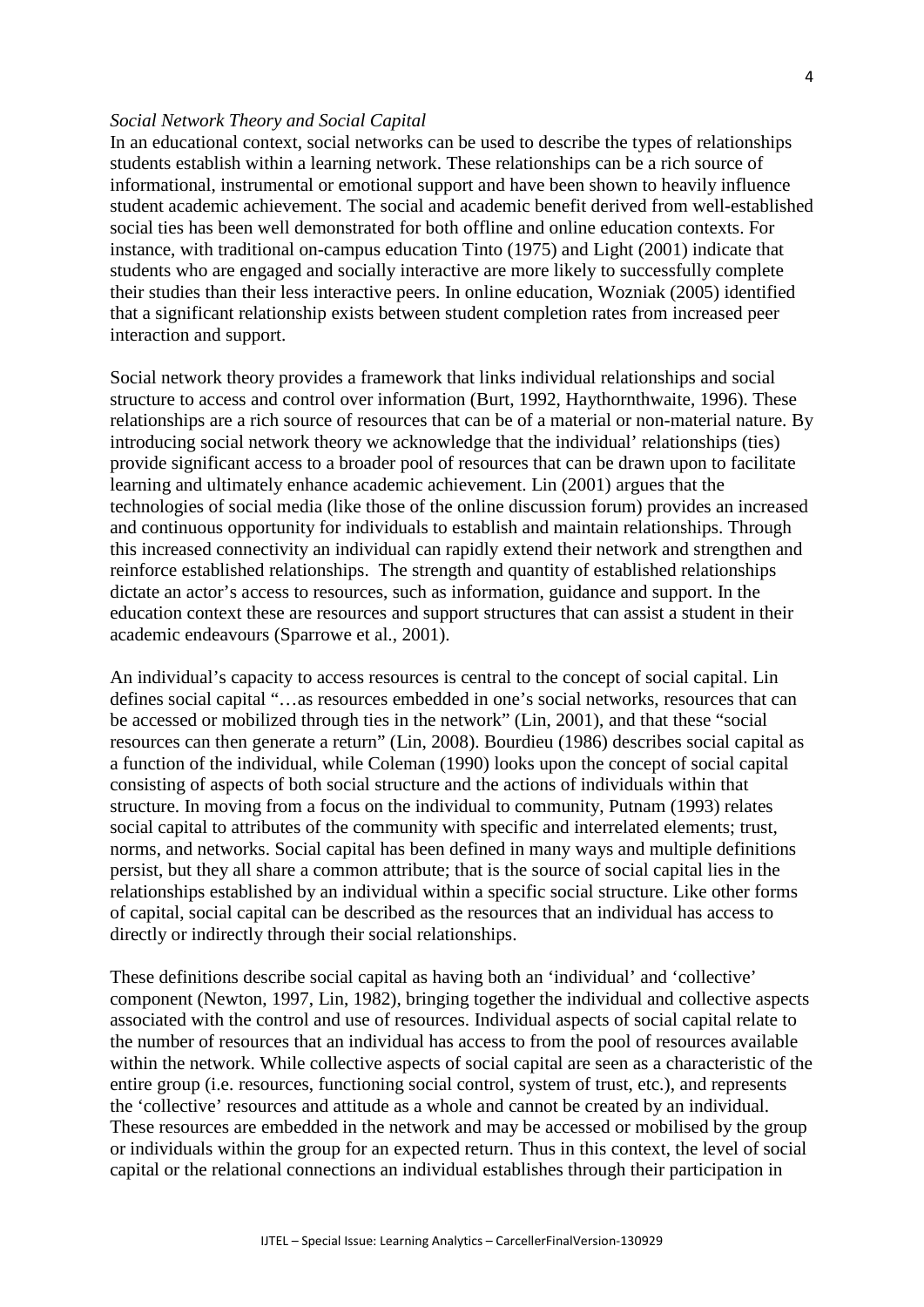*Social Network Theory and Social Capital*

In an educational context, social networks can be used to describe the types of relationships students establish within a learning network. These relationships can be a rich source of informational, instrumental or emotional support and have been shown to heavily influence student academic achievement. The social and academic benefit derived from well-established social ties has been well demonstrated for both offline and online education contexts. For instance, with traditional on-campus education Tinto (1975) and Light (2001) indicate that students who are engaged and socially interactive are more likely to successfully complete their studies than their less interactive peers. In online education, Wozniak (2005) identified that a significant relationship exists between student completion rates from increased peer interaction and support.

Social network theory provides a framework that links individual relationships and social structure to access and control over information (Burt, 1992, Haythornthwaite, 1996). These relationships are a rich source of resources that can be of a material or non-material nature. By introducing social network theory we acknowledge that the individual' relationships (ties) provide significant access to a broader pool of resources that can be drawn upon to facilitate learning and ultimately enhance academic achievement. Lin (2001) argues that the technologies of social media (like those of the online discussion forum) provides an increased and continuous opportunity for individuals to establish and maintain relationships. Through this increased connectivity an individual can rapidly extend their network and strengthen and reinforce established relationships. The strength and quantity of established relationships dictate an actor's access to resources, such as information, guidance and support. In the education context these are resources and support structures that can assist a student in their academic endeavours (Sparrowe et al., 2001).

An individual's capacity to access resources is central to the concept of social capital. Lin defines social capital "…as resources embedded in one's social networks, resources that can be accessed or mobilized through ties in the network" (Lin, 2001), and that these "social resources can then generate a return" (Lin, 2008). Bourdieu (1986) describes social capital as a function of the individual, while Coleman (1990) looks upon the concept of social capital consisting of aspects of both social structure and the actions of individuals within that structure. In moving from a focus on the individual to community, Putnam (1993) relates social capital to attributes of the community with specific and interrelated elements; trust, norms, and networks. Social capital has been defined in many ways and multiple definitions persist, but they all share a common attribute; that is the source of social capital lies in the relationships established by an individual within a specific social structure. Like other forms of capital, social capital can be described as the resources that an individual has access to directly or indirectly through their social relationships.

These definitions describe social capital as having both an 'individual' and 'collective' component (Newton, 1997, Lin, 1982), bringing together the individual and collective aspects associated with the control and use of resources. Individual aspects of social capital relate to the number of resources that an individual has access to from the pool of resources available within the network. While collective aspects of social capital are seen as a characteristic of the entire group (i.e. resources, functioning social control, system of trust, etc.), and represents the 'collective' resources and attitude as a whole and cannot be created by an individual. These resources are embedded in the network and may be accessed or mobilised by the group or individuals within the group for an expected return. Thus in this context, the level of social capital or the relational connections an individual establishes through their participation in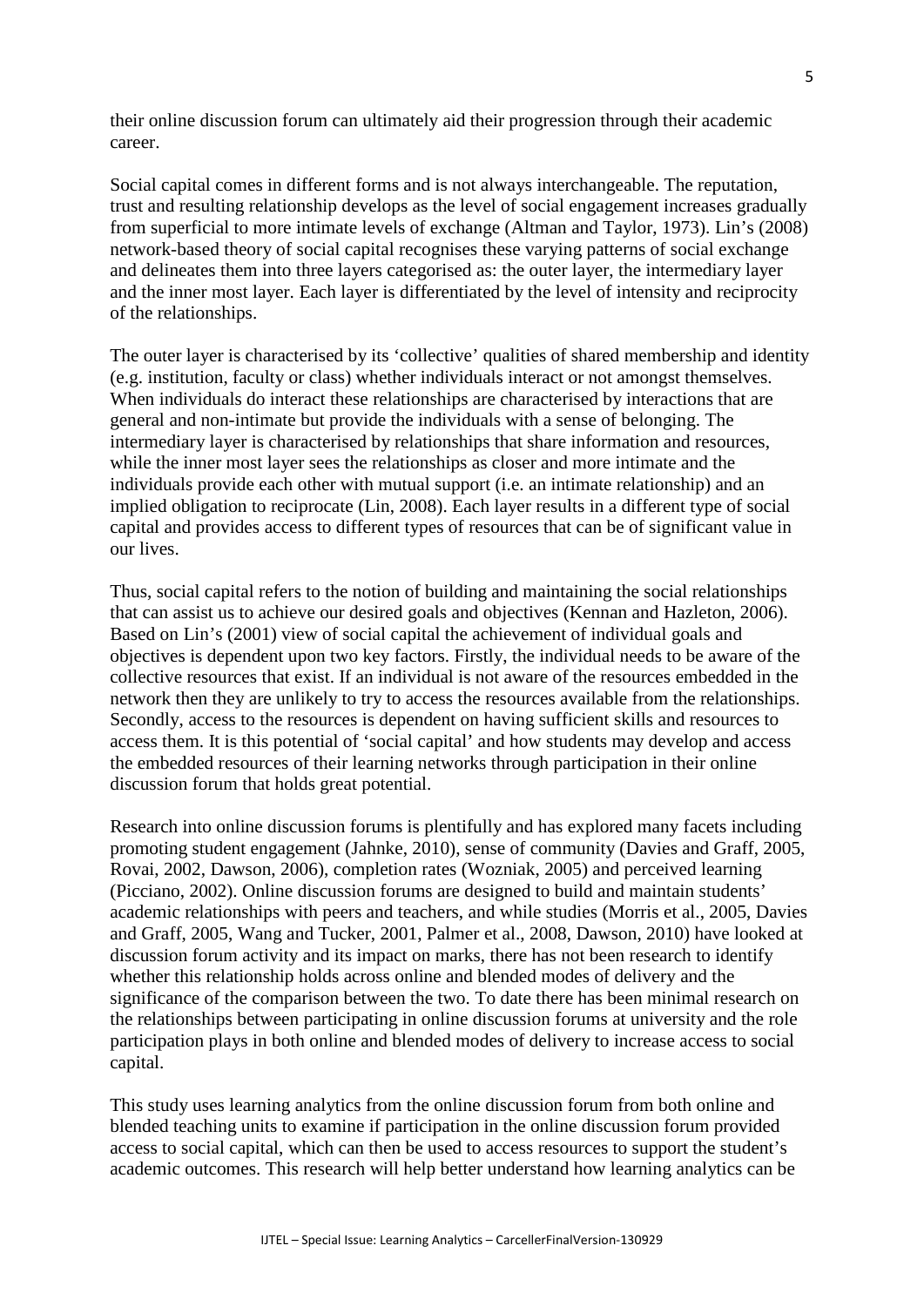their online discussion forum can ultimately aid their progression through their academic career.

Social capital comes in different forms and is not always interchangeable. The reputation, trust and resulting relationship develops as the level of social engagement increases gradually from superficial to more intimate levels of exchange (Altman and Taylor, 1973). Lin's (2008) network-based theory of social capital recognises these varying patterns of social exchange and delineates them into three layers categorised as: the outer layer, the intermediary layer and the inner most layer. Each layer is differentiated by the level of intensity and reciprocity of the relationships.

The outer layer is characterised by its 'collective' qualities of shared membership and identity (e.g. institution, faculty or class) whether individuals interact or not amongst themselves. When individuals do interact these relationships are characterised by interactions that are general and non-intimate but provide the individuals with a sense of belonging. The intermediary layer is characterised by relationships that share information and resources, while the inner most layer sees the relationships as closer and more intimate and the individuals provide each other with mutual support (i.e. an intimate relationship) and an implied obligation to reciprocate (Lin, 2008). Each layer results in a different type of social capital and provides access to different types of resources that can be of significant value in our lives.

Thus, social capital refers to the notion of building and maintaining the social relationships that can assist us to achieve our desired goals and objectives (Kennan and Hazleton, 2006). Based on Lin's (2001) view of social capital the achievement of individual goals and objectives is dependent upon two key factors. Firstly, the individual needs to be aware of the collective resources that exist. If an individual is not aware of the resources embedded in the network then they are unlikely to try to access the resources available from the relationships. Secondly, access to the resources is dependent on having sufficient skills and resources to access them. It is this potential of 'social capital' and how students may develop and access the embedded resources of their learning networks through participation in their online discussion forum that holds great potential.

Research into online discussion forums is plentifully and has explored many facets including promoting student engagement (Jahnke, 2010), sense of community (Davies and Graff, 2005, Rovai, 2002, Dawson, 2006), completion rates (Wozniak, 2005) and perceived learning (Picciano, 2002). Online discussion forums are designed to build and maintain students' academic relationships with peers and teachers, and while studies (Morris et al., 2005, Davies and Graff, 2005, Wang and Tucker, 2001, Palmer et al., 2008, Dawson, 2010) have looked at discussion forum activity and its impact on marks, there has not been research to identify whether this relationship holds across online and blended modes of delivery and the significance of the comparison between the two. To date there has been minimal research on the relationships between participating in online discussion forums at university and the role participation plays in both online and blended modes of delivery to increase access to social capital.

This study uses learning analytics from the online discussion forum from both online and blended teaching units to examine if participation in the online discussion forum provided access to social capital, which can then be used to access resources to support the student's academic outcomes. This research will help better understand how learning analytics can be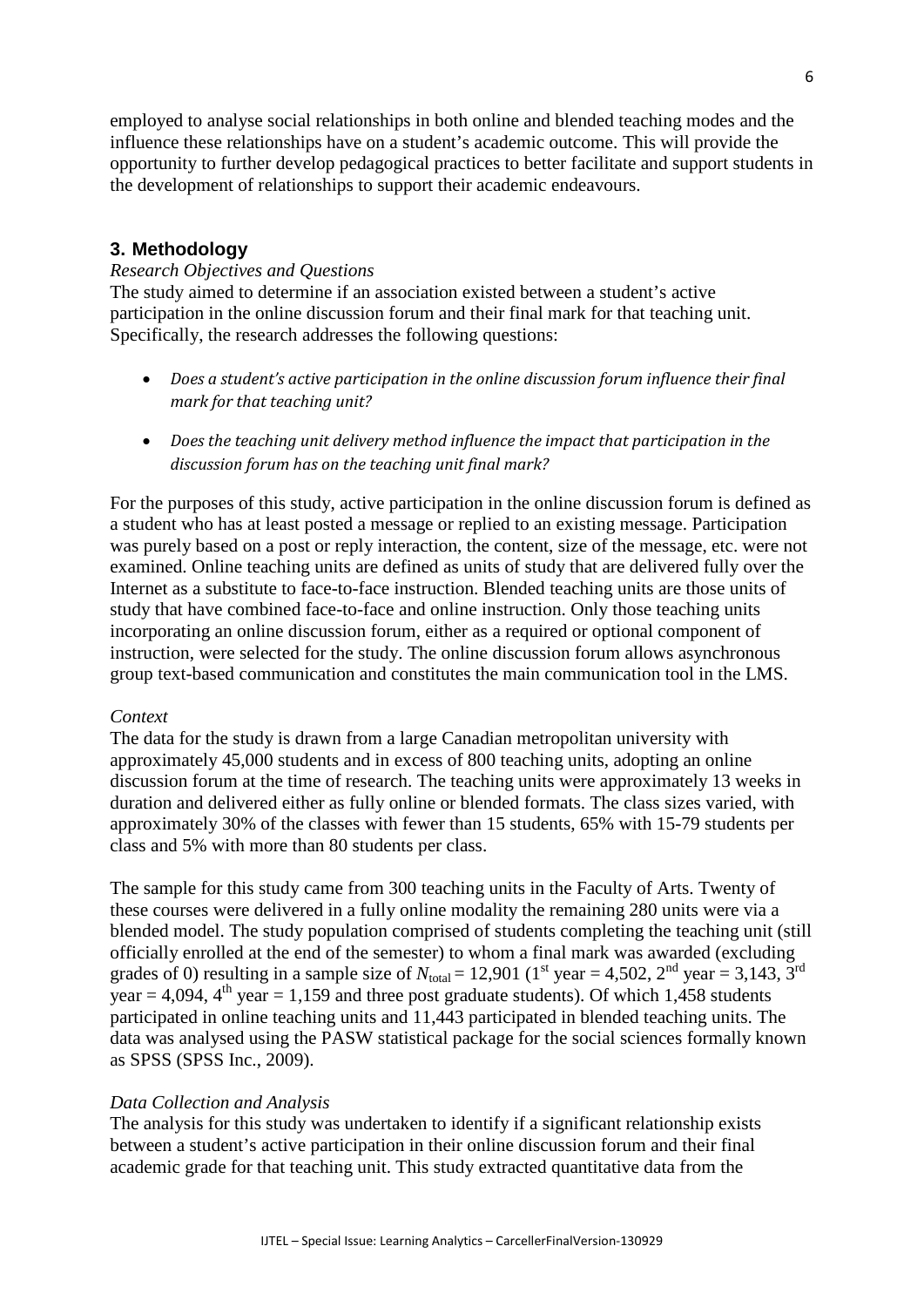employed to analyse social relationships in both online and blended teaching modes and the influence these relationships have on a student's academic outcome. This will provide the opportunity to further develop pedagogical practices to better facilitate and support students in the development of relationships to support their academic endeavours.

## 3. Methodology

*Research Objectives and Questions*

The study aimed to determine if an association existed between a student's active participation in the online discussion forum and their final mark for that teaching unit. Specifically, the research addresses the following questions:

- *Does a student's active participation in the online discussion forum influence their final mark for that teaching unit?*
- *Does the teaching unit delivery method influence the impact that participation in the discussion forum has on the teaching unit final mark?*

For the purposes of this study, active participation in the online discussion forum is defined as a student who has at least posted a message or replied to an existing message. Participation was purely based on a post or reply interaction, the content, size of the message, etc. were not examined. Online teaching units are defined as units of study that are delivered fully over the Internet as a substitute to face-to-face instruction. Blended teaching units are those units of study that have combined face-to-face and online instruction. Only those teaching units incorporating an online discussion forum, either as a required or optional component of instruction, were selected for the study. The online discussion forum allows asynchronous group text-based communication and constitutes the main communication tool in the LMS.

*Context*

The data for the study is drawn from a large Canadian metropolitan university with approximately 45,000 students and in excess of 800 teaching units, adopting an online discussion forum at the time of research. The teaching units were approximately 13 weeks in duration and delivered either as fully online or blended formats. The class sizes varied, with approximately 30% of the classes with fewer than 15 students, 65% with 15-79 students per class and 5% with more than 80 students per class.

The sample for this study came from 300 teaching units in the Faculty of Arts. Twenty of these courses were delivered in a fully online modality the remaining 280 units were via a blended model. The study population comprised of students completing the teaching unit (still officially enrolled at the end of the semester) to whom a final mark was awarded (excluding grades of 0) resulting in a sample size of $N_{\text{total}} = 12{,}901$ ($1^{\text{st}}$ year = 4,502, $2^{\text{nd}}$ year = 3,143, $3^{\text{rd}}$ year = 4,094, $4^{\text{th}}$ year = 1,159 and three post graduate students). Of which 1,458 students participated in online teaching units and 11,443 participated in blended teaching units. The data was analysed using the PASW statistical package for the social sciences formally known as SPSS (SPSS Inc., 2009).

*Data Collection and Analysis*

The analysis for this study was undertaken to identify if a significant relationship exists between a student's active participation in their online discussion forum and their final academic grade for that teaching unit. This study extracted quantitative data from the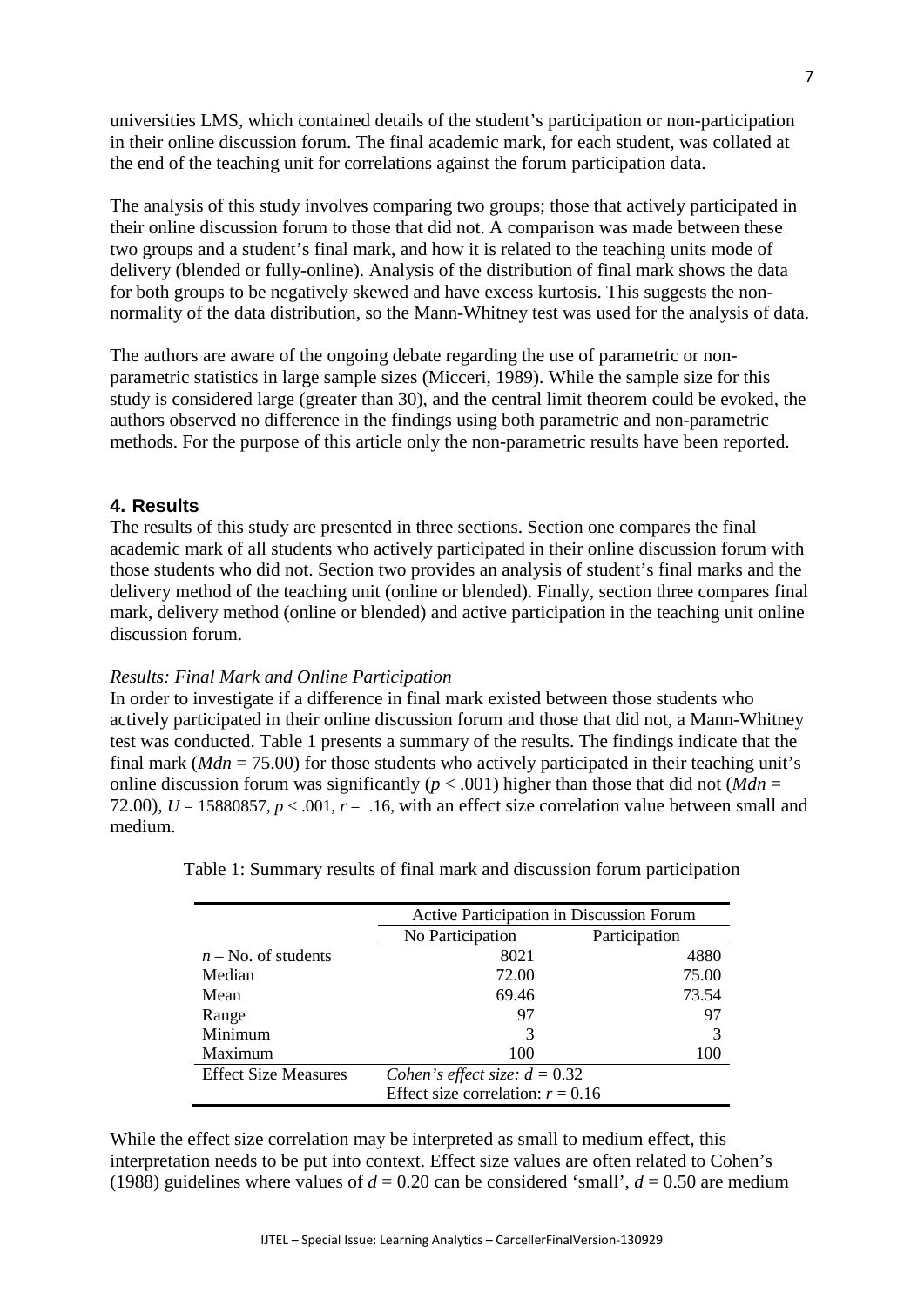universities LMS, which contained details of the student's participation or non-participation in their online discussion forum. The final academic mark, for each student, was collated at the end of the teaching unit for correlations against the forum participation data.

The analysis of this study involves comparing two groups; those that actively participated in their online discussion forum to those that did not. A comparison was made between these two groups and a student's final mark, and how it is related to the teaching units mode of delivery (blended or fully-online). Analysis of the distribution of final mark shows the data for both groups to be negatively skewed and have excess kurtosis. This suggests the non-normality of the data distribution, so the Mann-Whitney test was used for the analysis of data.

The authors are aware of the ongoing debate regarding the use of parametric or non-parametric statistics in large sample sizes (Micceri, 1989). While the sample size for this study is considered large (greater than 30), and the central limit theorem could be evoked, the authors observed no difference in the findings using both parametric and non-parametric methods. For the purpose of this article only the non-parametric results have been reported.

## 4. Results

The results of this study are presented in three sections. Section one compares the final academic mark of all students who actively participated in their online discussion forum with those students who did not. Section two provides an analysis of student's final marks and the delivery method of the teaching unit (online or blended). Finally, section three compares final mark, delivery method (online or blended) and active participation in the teaching unit online discussion forum.

*Results: Final Mark and Online Participation*

In order to investigate if a difference in final mark existed between those students who actively participated in their online discussion forum and those that did not, a Mann-Whitney test was conducted. Table 1 presents a summary of the results. The findings indicate that the final mark ($Mdn$ = 75.00) for those students who actively participated in their teaching unit's online discussion forum was significantly ($p < .001$) higher than those that did not ($Mdn$ = 72.00), $U$ = 15880857, $p < .001$, $r$ = .16, with an effect size correlation value between small and medium.

Table 1: Summary results of final mark and discussion forum participation

| | Active Participation in Discussion Forum | |
|---|---|---|
| | No Participation | Participation |
| $n$ – No. of students | 8021 | 4880 |
| Median | 72.00 | 75.00 |
| Mean | 69.46 | 73.54 |
| Range | 97 | 97 |
| Minimum | 3 | 3 |
| Maximum | 100 | 100 |
| Effect Size Measures | *Cohen's effect size: $d$ = 0.32* | |
| | Effect size correlation: $r$ = 0.16 | |

While the effect size correlation may be interpreted as small to medium effect, this interpretation needs to be put into context. Effect size values are often related to Cohen's (1988) guidelines where values of $d$ = 0.20 can be considered 'small', $d$ = 0.50 are medium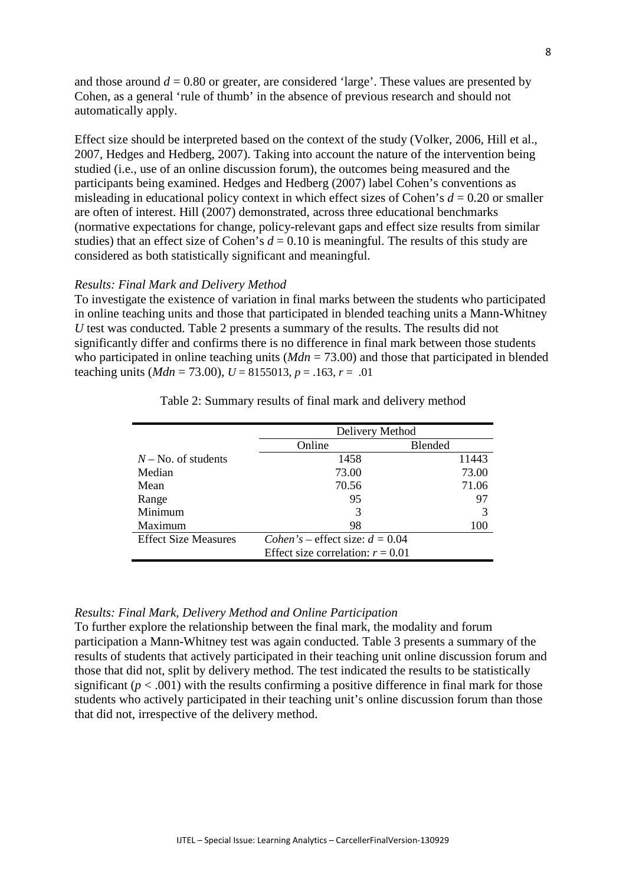and those around $d = 0.80$ or greater, are considered 'large'. These values are presented by Cohen, as a general 'rule of thumb' in the absence of previous research and should not automatically apply.

Effect size should be interpreted based on the context of the study (Volker, 2006, Hill et al., 2007, Hedges and Hedberg, 2007). Taking into account the nature of the intervention being studied (i.e., use of an online discussion forum), the outcomes being measured and the participants being examined. Hedges and Hedberg (2007) label Cohen's conventions as misleading in educational policy context in which effect sizes of Cohen's $d = 0.20$ or smaller are often of interest. Hill (2007) demonstrated, across three educational benchmarks (normative expectations for change, policy-relevant gaps and effect size results from similar studies) that an effect size of Cohen's $d = 0.10$ is meaningful. The results of this study are considered as both statistically significant and meaningful.

### *Results: Final Mark and Delivery Method*

To investigate the existence of variation in final marks between the students who participated in online teaching units and those that participated in blended teaching units a Mann-Whitney $U$ test was conducted. Table 2 presents a summary of the results. The results did not significantly differ and confirms there is no difference in final mark between those students who participated in online teaching units ($Mdn = 73.00$) and those that participated in blended teaching units ($Mdn = 73.00$), $U = 8155013$, $p = .163$, $r = .01$

Table 2: Summary results of final mark and delivery method

| | Delivery Method | |
|---|---|---|
| | Online | Blended |
| $N$ – No. of students | 1458 | 11443 |
| Median | 73.00 | 73.00 |
| Mean | 70.56 | 71.06 |
| Range | 95 | 97 |
| Minimum | 3 | 3 |
| Maximum | 98 | 100 |
| Effect Size Measures | *Cohen's* – effect size: $d = 0.04$ | |
| | Effect size correlation: $r = 0.01$ | |

### *Results: Final Mark, Delivery Method and Online Participation*

To further explore the relationship between the final mark, the modality and forum participation a Mann-Whitney test was again conducted. Table 3 presents a summary of the results of students that actively participated in their teaching unit online discussion forum and those that did not, split by delivery method. The test indicated the results to be statistically significant ($p < .001$) with the results confirming a positive difference in final mark for those students who actively participated in their teaching unit's online discussion forum than those that did not, irrespective of the delivery method.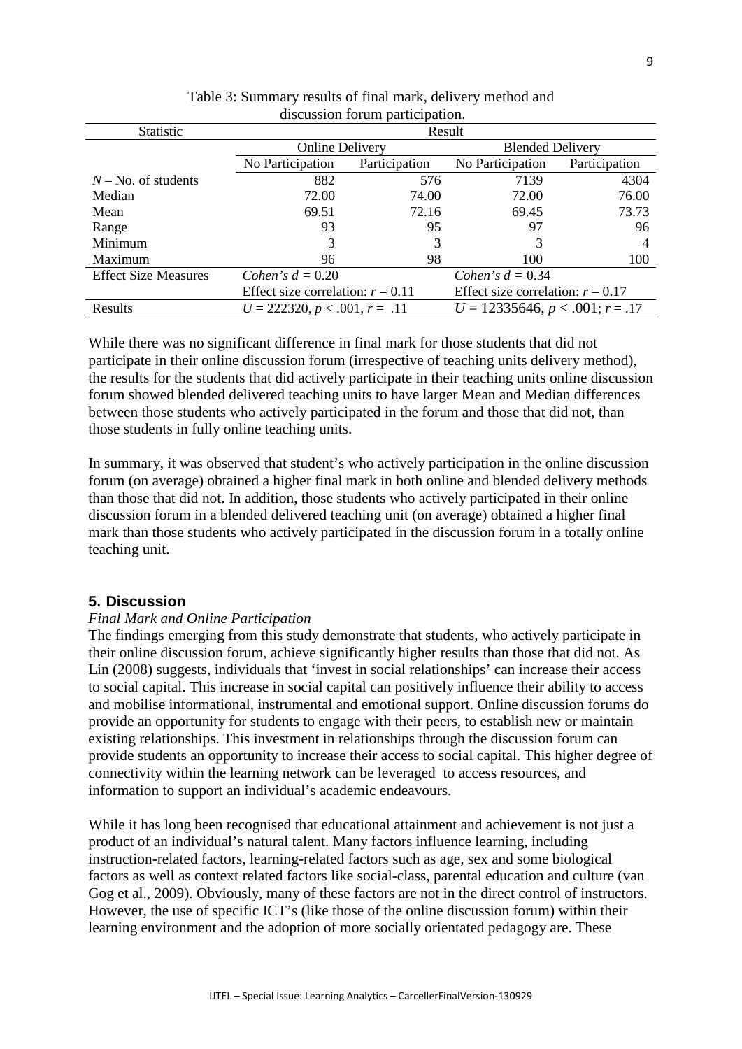Table 3: Summary results of final mark, delivery method and discussion forum participation.

| Statistic | Result | | | |
|---|---|---|---|---|
| | Online Delivery | | Blended Delivery | |
| | No Participation | Participation | No Participation | Participation |
| $N$ – No. of students | 882 | 576 | 7139 | 4304 |
| Median | 72.00 | 74.00 | 72.00 | 76.00 |
| Mean | 69.51 | 72.16 | 69.45 | 73.73 |
| Range | 93 | 95 | 97 | 96 |
| Minimum | 3 | 3 | 3 | 4 |
| Maximum | 96 | 98 | 100 | 100 |
| Effect Size Measures | *Cohen's* $d = 0.20$ | | *Cohen's* $d = 0.34$ | |
| | Effect size correlation: $r = 0.11$ | | Effect size correlation: $r = 0.17$ | |
| Results | $U = 222320$, $p < .001$, $r = .11$ | | $U = 12335646$, $p < .001$; $r = .17$ | |

While there was no significant difference in final mark for those students that did not participate in their online discussion forum (irrespective of teaching units delivery method), the results for the students that did actively participate in their teaching units online discussion forum showed blended delivered teaching units to have larger Mean and Median differences between those students who actively participated in the forum and those that did not, than those students in fully online teaching units.

In summary, it was observed that student's who actively participation in the online discussion forum (on average) obtained a higher final mark in both online and blended delivery methods than those that did not. In addition, those students who actively participated in their online discussion forum in a blended delivered teaching unit (on average) obtained a higher final mark than those students who actively participated in the discussion forum in a totally online teaching unit.

## 5. Discussion

*Final Mark and Online Participation*

The findings emerging from this study demonstrate that students, who actively participate in their online discussion forum, achieve significantly higher results than those that did not. As Lin (2008) suggests, individuals that 'invest in social relationships' can increase their access to social capital. This increase in social capital can positively influence their ability to access and mobilise informational, instrumental and emotional support. Online discussion forums do provide an opportunity for students to engage with their peers, to establish new or maintain existing relationships. This investment in relationships through the discussion forum can provide students an opportunity to increase their access to social capital. This higher degree of connectivity within the learning network can be leveraged to access resources, and information to support an individual's academic endeavours.

While it has long been recognised that educational attainment and achievement is not just a product of an individual's natural talent. Many factors influence learning, including instruction-related factors, learning-related factors such as age, sex and some biological factors as well as context related factors like social-class, parental education and culture (van Gog et al., 2009). Obviously, many of these factors are not in the direct control of instructors. However, the use of specific ICT's (like those of the online discussion forum) within their learning environment and the adoption of more socially orientated pedagogy are. These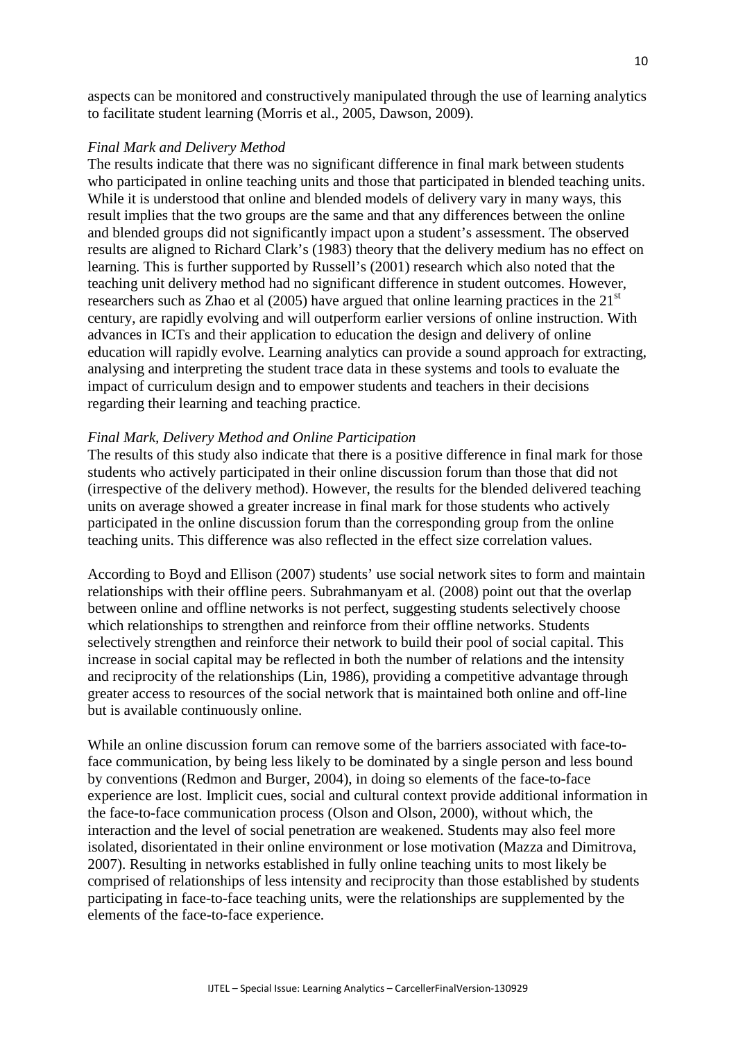aspects can be monitored and constructively manipulated through the use of learning analytics to facilitate student learning (Morris et al., 2005, Dawson, 2009).

*Final Mark and Delivery Method*

The results indicate that there was no significant difference in final mark between students who participated in online teaching units and those that participated in blended teaching units. While it is understood that online and blended models of delivery vary in many ways, this result implies that the two groups are the same and that any differences between the online and blended groups did not significantly impact upon a student's assessment. The observed results are aligned to Richard Clark's (1983) theory that the delivery medium has no effect on learning. This is further supported by Russell's (2001) research which also noted that the teaching unit delivery method had no significant difference in student outcomes. However, researchers such as Zhao et al (2005) have argued that online learning practices in the 21st century, are rapidly evolving and will outperform earlier versions of online instruction. With advances in ICTs and their application to education the design and delivery of online education will rapidly evolve. Learning analytics can provide a sound approach for extracting, analysing and interpreting the student trace data in these systems and tools to evaluate the impact of curriculum design and to empower students and teachers in their decisions regarding their learning and teaching practice.

*Final Mark, Delivery Method and Online Participation*

The results of this study also indicate that there is a positive difference in final mark for those students who actively participated in their online discussion forum than those that did not (irrespective of the delivery method). However, the results for the blended delivered teaching units on average showed a greater increase in final mark for those students who actively participated in the online discussion forum than the corresponding group from the online teaching units. This difference was also reflected in the effect size correlation values.

According to Boyd and Ellison (2007) students' use social network sites to form and maintain relationships with their offline peers. Subrahmanyam et al. (2008) point out that the overlap between online and offline networks is not perfect, suggesting students selectively choose which relationships to strengthen and reinforce from their offline networks. Students selectively strengthen and reinforce their network to build their pool of social capital. This increase in social capital may be reflected in both the number of relations and the intensity and reciprocity of the relationships (Lin, 1986), providing a competitive advantage through greater access to resources of the social network that is maintained both online and off-line but is available continuously online.

While an online discussion forum can remove some of the barriers associated with face-to-face communication, by being less likely to be dominated by a single person and less bound by conventions (Redmon and Burger, 2004), in doing so elements of the face-to-face experience are lost. Implicit cues, social and cultural context provide additional information in the face-to-face communication process (Olson and Olson, 2000), without which, the interaction and the level of social penetration are weakened. Students may also feel more isolated, disorientated in their online environment or lose motivation (Mazza and Dimitrova, 2007). Resulting in networks established in fully online teaching units to most likely be comprised of relationships of less intensity and reciprocity than those established by students participating in face-to-face teaching units, were the relationships are supplemented by the elements of the face-to-face experience.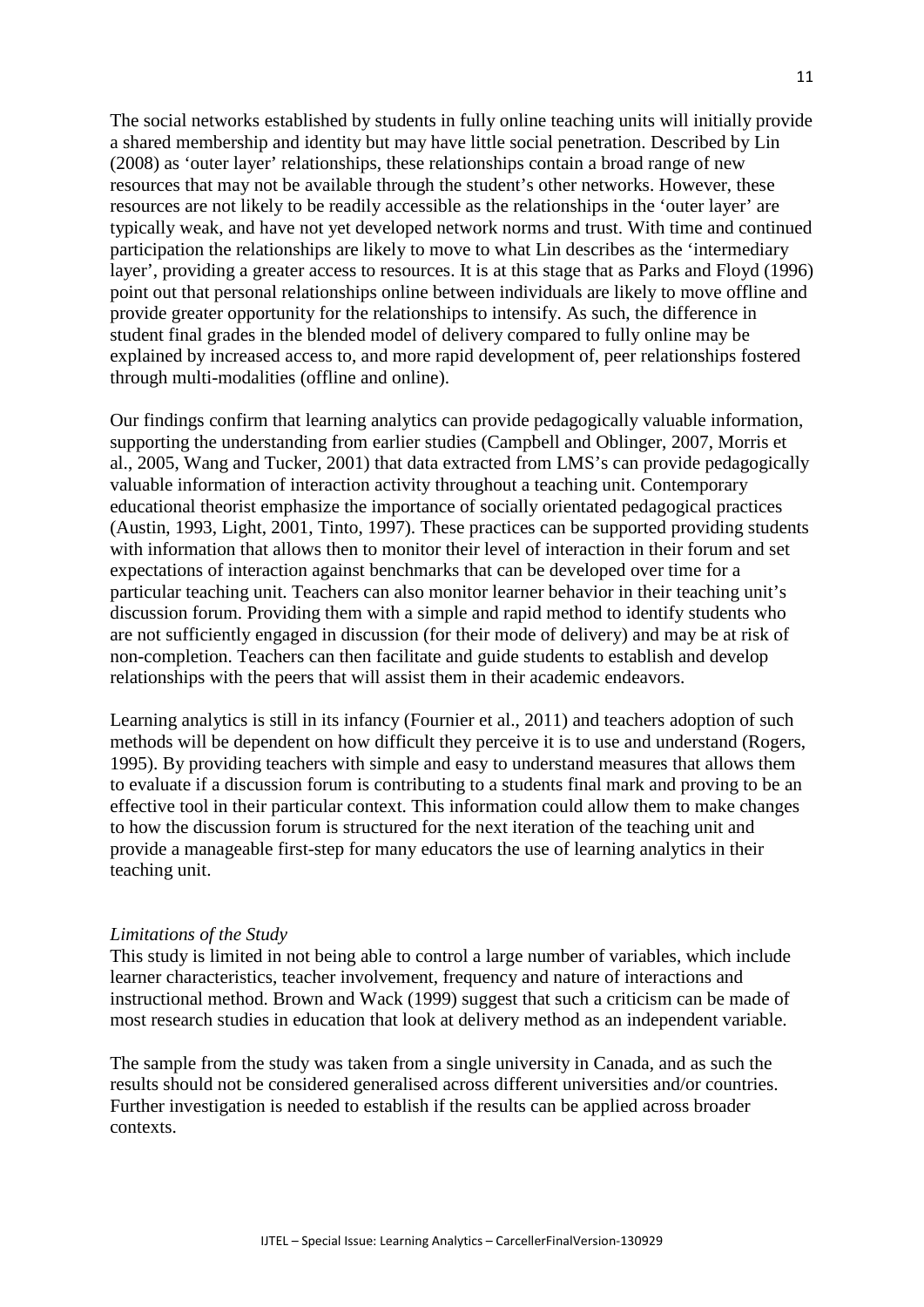The social networks established by students in fully online teaching units will initially provide a shared membership and identity but may have little social penetration. Described by Lin (2008) as 'outer layer' relationships, these relationships contain a broad range of new resources that may not be available through the student's other networks. However, these resources are not likely to be readily accessible as the relationships in the 'outer layer' are typically weak, and have not yet developed network norms and trust. With time and continued participation the relationships are likely to move to what Lin describes as the 'intermediary layer', providing a greater access to resources. It is at this stage that as Parks and Floyd (1996) point out that personal relationships online between individuals are likely to move offline and provide greater opportunity for the relationships to intensify. As such, the difference in student final grades in the blended model of delivery compared to fully online may be explained by increased access to, and more rapid development of, peer relationships fostered through multi-modalities (offline and online).

Our findings confirm that learning analytics can provide pedagogically valuable information, supporting the understanding from earlier studies (Campbell and Oblinger, 2007, Morris et al., 2005, Wang and Tucker, 2001) that data extracted from LMS's can provide pedagogically valuable information of interaction activity throughout a teaching unit. Contemporary educational theorist emphasize the importance of socially orientated pedagogical practices (Austin, 1993, Light, 2001, Tinto, 1997). These practices can be supported providing students with information that allows then to monitor their level of interaction in their forum and set expectations of interaction against benchmarks that can be developed over time for a particular teaching unit. Teachers can also monitor learner behavior in their teaching unit's discussion forum. Providing them with a simple and rapid method to identify students who are not sufficiently engaged in discussion (for their mode of delivery) and may be at risk of non-completion. Teachers can then facilitate and guide students to establish and develop relationships with the peers that will assist them in their academic endeavors.

Learning analytics is still in its infancy (Fournier et al., 2011) and teachers adoption of such methods will be dependent on how difficult they perceive it is to use and understand (Rogers, 1995). By providing teachers with simple and easy to understand measures that allows them to evaluate if a discussion forum is contributing to a students final mark and proving to be an effective tool in their particular context. This information could allow them to make changes to how the discussion forum is structured for the next iteration of the teaching unit and provide a manageable first-step for many educators the use of learning analytics in their teaching unit.

*Limitations of the Study*

This study is limited in not being able to control a large number of variables, which include learner characteristics, teacher involvement, frequency and nature of interactions and instructional method. Brown and Wack (1999) suggest that such a criticism can be made of most research studies in education that look at delivery method as an independent variable.

The sample from the study was taken from a single university in Canada, and as such the results should not be considered generalised across different universities and/or countries. Further investigation is needed to establish if the results can be applied across broader contexts.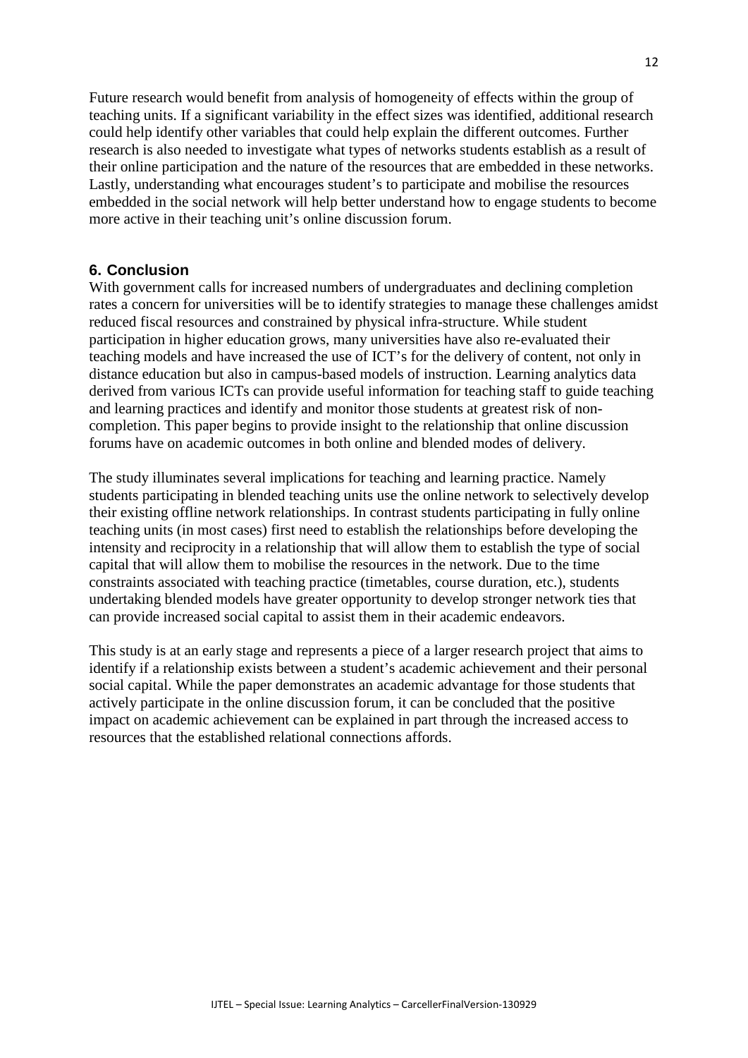Future research would benefit from analysis of homogeneity of effects within the group of teaching units. If a significant variability in the effect sizes was identified, additional research could help identify other variables that could help explain the different outcomes. Further research is also needed to investigate what types of networks students establish as a result of their online participation and the nature of the resources that are embedded in these networks. Lastly, understanding what encourages student's to participate and mobilise the resources embedded in the social network will help better understand how to engage students to become more active in their teaching unit's online discussion forum.

## 6. Conclusion

With government calls for increased numbers of undergraduates and declining completion rates a concern for universities will be to identify strategies to manage these challenges amidst reduced fiscal resources and constrained by physical infra-structure. While student participation in higher education grows, many universities have also re-evaluated their teaching models and have increased the use of ICT's for the delivery of content, not only in distance education but also in campus-based models of instruction. Learning analytics data derived from various ICTs can provide useful information for teaching staff to guide teaching and learning practices and identify and monitor those students at greatest risk of non-completion. This paper begins to provide insight to the relationship that online discussion forums have on academic outcomes in both online and blended modes of delivery.

The study illuminates several implications for teaching and learning practice. Namely students participating in blended teaching units use the online network to selectively develop their existing offline network relationships. In contrast students participating in fully online teaching units (in most cases) first need to establish the relationships before developing the intensity and reciprocity in a relationship that will allow them to establish the type of social capital that will allow them to mobilise the resources in the network. Due to the time constraints associated with teaching practice (timetables, course duration, etc.), students undertaking blended models have greater opportunity to develop stronger network ties that can provide increased social capital to assist them in their academic endeavors.

This study is at an early stage and represents a piece of a larger research project that aims to identify if a relationship exists between a student's academic achievement and their personal social capital. While the paper demonstrates an academic advantage for those students that actively participate in the online discussion forum, it can be concluded that the positive impact on academic achievement can be explained in part through the increased access to resources that the established relational connections affords.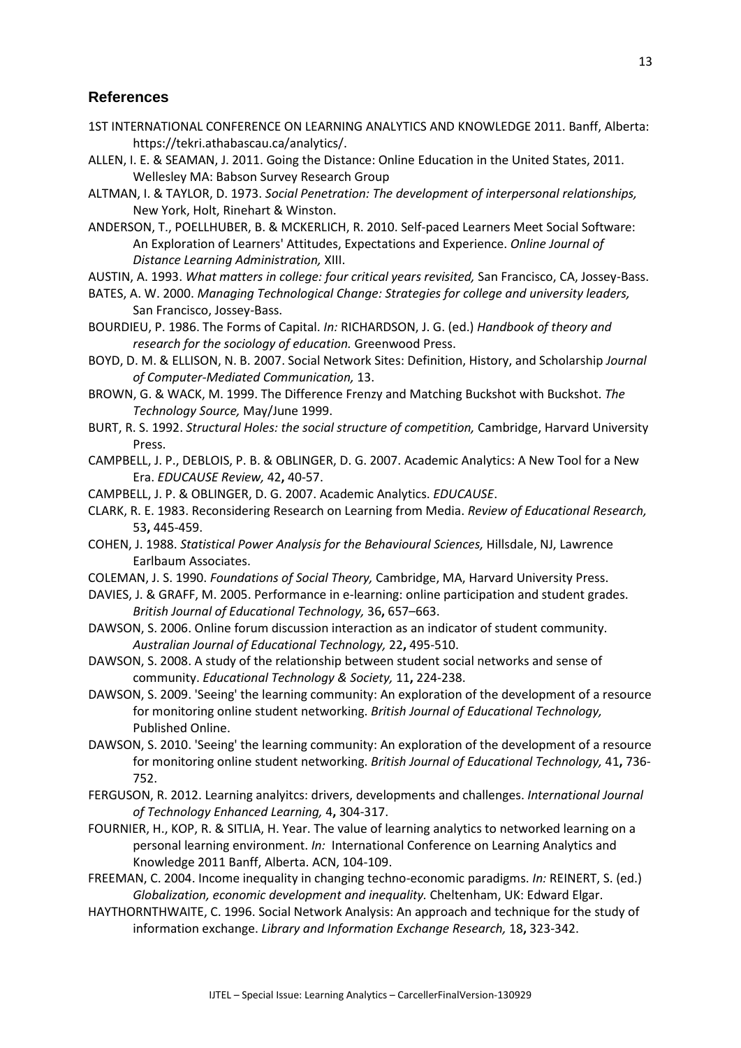## References

1ST INTERNATIONAL CONFERENCE ON LEARNING ANALYTICS AND KNOWLEDGE 2011. Banff, Alberta: https://tekri.athabascau.ca/analytics/.

ALLEN, I. E. & SEAMAN, J. 2011. Going the Distance: Online Education in the United States, 2011. Wellesley MA: Babson Survey Research Group

ALTMAN, I. & TAYLOR, D. 1973. *Social Penetration: The development of interpersonal relationships,* New York, Holt, Rinehart & Winston.

ANDERSON, T., POELLHUBER, B. & MCKERLICH, R. 2010. Self-paced Learners Meet Social Software: An Exploration of Learners' Attitudes, Expectations and Experience. *Online Journal of Distance Learning Administration,* XIII.

AUSTIN, A. 1993. *What matters in college: four critical years revisited,* San Francisco, CA, Jossey-Bass.

BATES, A. W. 2000. *Managing Technological Change: Strategies for college and university leaders,* San Francisco, Jossey-Bass.

BOURDIEU, P. 1986. The Forms of Capital. *In:* RICHARDSON, J. G. (ed.) *Handbook of theory and research for the sociology of education.* Greenwood Press.

BOYD, D. M. & ELLISON, N. B. 2007. Social Network Sites: Definition, History, and Scholarship *Journal of Computer-Mediated Communication,* 13.

BROWN, G. & WACK, M. 1999. The Difference Frenzy and Matching Buckshot with Buckshot. *The Technology Source,* May/June 1999.

BURT, R. S. 1992. *Structural Holes: the social structure of competition,* Cambridge, Harvard University Press.

CAMPBELL, J. P., DEBLOIS, P. B. & OBLINGER, D. G. 2007. Academic Analytics: A New Tool for a New Era. *EDUCAUSE Review,* 42**,** 40-57.

CAMPBELL, J. P. & OBLINGER, D. G. 2007. Academic Analytics. *EDUCAUSE*.

CLARK, R. E. 1983. Reconsidering Research on Learning from Media. *Review of Educational Research,* 53**,** 445-459.

COHEN, J. 1988. *Statistical Power Analysis for the Behavioural Sciences,* Hillsdale, NJ, Lawrence Earlbaum Associates.

COLEMAN, J. S. 1990. *Foundations of Social Theory,* Cambridge, MA, Harvard University Press.

DAVIES, J. & GRAFF, M. 2005. Performance in e-learning: online participation and student grades. *British Journal of Educational Technology,* 36**,** 657–663.

DAWSON, S. 2006. Online forum discussion interaction as an indicator of student community. *Australian Journal of Educational Technology,* 22**,** 495-510.

DAWSON, S. 2008. A study of the relationship between student social networks and sense of community. *Educational Technology & Society,* 11**,** 224-238.

DAWSON, S. 2009. 'Seeing' the learning community: An exploration of the development of a resource for monitoring online student networking. *British Journal of Educational Technology,* Published Online.

DAWSON, S. 2010. 'Seeing' the learning community: An exploration of the development of a resource for monitoring online student networking. *British Journal of Educational Technology,* 41**,** 736-752.

FERGUSON, R. 2012. Learning analyitcs: drivers, developments and challenges. *International Journal of Technology Enhanced Learning,* 4**,** 304-317.

FOURNIER, H., KOP, R. & SITLIA, H. Year. The value of learning analytics to networked learning on a personal learning environment. *In:* International Conference on Learning Analytics and Knowledge 2011 Banff, Alberta. ACN, 104-109.

FREEMAN, C. 2004. Income inequality in changing techno-economic paradigms. *In:* REINERT, S. (ed.) *Globalization, economic development and inequality.* Cheltenham, UK: Edward Elgar.

HAYTHORNTHWAITE, C. 1996. Social Network Analysis: An approach and technique for the study of information exchange. *Library and Information Exchange Research,* 18**,** 323-342.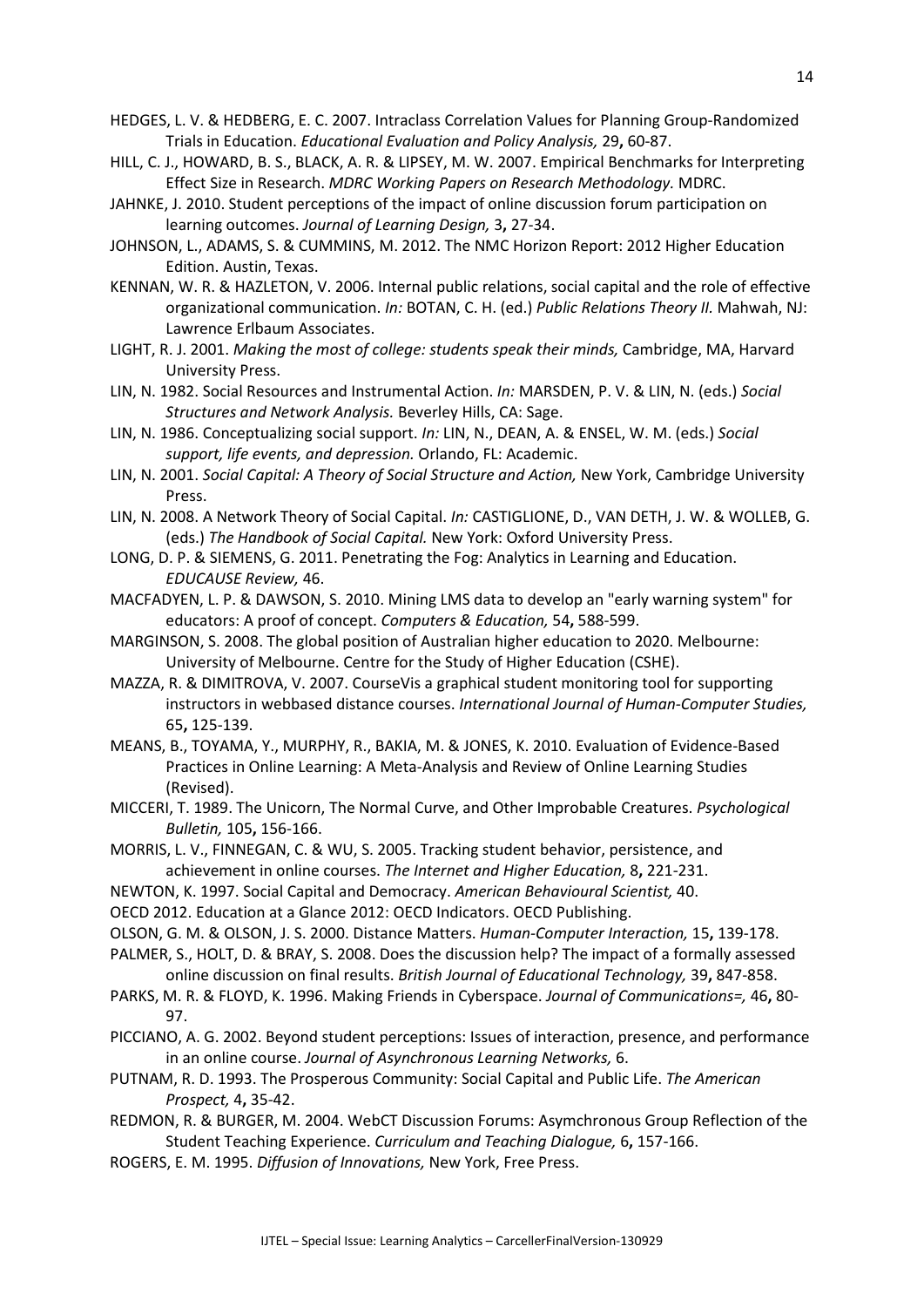HEDGES, L. V. & HEDBERG, E. C. 2007. Intraclass Correlation Values for Planning Group-Randomized Trials in Education. *Educational Evaluation and Policy Analysis,* 29**,** 60-87.

HILL, C. J., HOWARD, B. S., BLACK, A. R. & LIPSEY, M. W. 2007. Empirical Benchmarks for Interpreting Effect Size in Research. *MDRC Working Papers on Research Methodology.* MDRC.

JAHNKE, J. 2010. Student perceptions of the impact of online discussion forum participation on learning outcomes. *Journal of Learning Design,* 3**,** 27-34.

JOHNSON, L., ADAMS, S. & CUMMINS, M. 2012. The NMC Horizon Report: 2012 Higher Education Edition. Austin, Texas.

KENNAN, W. R. & HAZLETON, V. 2006. Internal public relations, social capital and the role of effective organizational communication. *In:* BOTAN, C. H. (ed.) *Public Relations Theory II.* Mahwah, NJ: Lawrence Erlbaum Associates.

LIGHT, R. J. 2001. *Making the most of college: students speak their minds,* Cambridge, MA, Harvard University Press.

LIN, N. 1982. Social Resources and Instrumental Action. *In:* MARSDEN, P. V. & LIN, N. (eds.) *Social Structures and Network Analysis.* Beverley Hills, CA: Sage.

LIN, N. 1986. Conceptualizing social support. *In:* LIN, N., DEAN, A. & ENSEL, W. M. (eds.) *Social support, life events, and depression.* Orlando, FL: Academic.

LIN, N. 2001. *Social Capital: A Theory of Social Structure and Action,* New York, Cambridge University Press.

LIN, N. 2008. A Network Theory of Social Capital. *In:* CASTIGLIONE, D., VAN DETH, J. W. & WOLLEB, G. (eds.) *The Handbook of Social Capital.* New York: Oxford University Press.

LONG, D. P. & SIEMENS, G. 2011. Penetrating the Fog: Analytics in Learning and Education. *EDUCAUSE Review,* 46.

MACFADYEN, L. P. & DAWSON, S. 2010. Mining LMS data to develop an "early warning system" for educators: A proof of concept. *Computers & Education,* 54**,** 588-599.

MARGINSON, S. 2008. The global position of Australian higher education to 2020. Melbourne: University of Melbourne. Centre for the Study of Higher Education (CSHE).

MAZZA, R. & DIMITROVA, V. 2007. CourseVis a graphical student monitoring tool for supporting instructors in webbased distance courses. *International Journal of Human-Computer Studies,* 65**,** 125-139.

MEANS, B., TOYAMA, Y., MURPHY, R., BAKIA, M. & JONES, K. 2010. Evaluation of Evidence-Based Practices in Online Learning: A Meta-Analysis and Review of Online Learning Studies (Revised).

MICCERI, T. 1989. The Unicorn, The Normal Curve, and Other Improbable Creatures. *Psychological Bulletin,* 105**,** 156-166.

MORRIS, L. V., FINNEGAN, C. & WU, S. 2005. Tracking student behavior, persistence, and achievement in online courses. *The Internet and Higher Education,* 8**,** 221-231.

NEWTON, K. 1997. Social Capital and Democracy. *American Behavioural Scientist,* 40.

OECD 2012. Education at a Glance 2012: OECD Indicators. OECD Publishing.

OLSON, G. M. & OLSON, J. S. 2000. Distance Matters. *Human-Computer Interaction,* 15**,** 139-178.

PALMER, S., HOLT, D. & BRAY, S. 2008. Does the discussion help? The impact of a formally assessed online discussion on final results. *British Journal of Educational Technology,* 39**,** 847-858.

PARKS, M. R. & FLOYD, K. 1996. Making Friends in Cyberspace. *Journal of Communications=,* 46**,** 80-97.

PICCIANO, A. G. 2002. Beyond student perceptions: Issues of interaction, presence, and performance in an online course. *Journal of Asynchronous Learning Networks,* 6.

PUTNAM, R. D. 1993. The Prosperous Community: Social Capital and Public Life. *The American Prospect,* 4**,** 35-42.

REDMON, R. & BURGER, M. 2004. WebCT Discussion Forums: Asymchronous Group Reflection of the Student Teaching Experience. *Curriculum and Teaching Dialogue,* 6**,** 157-166.

ROGERS, E. M. 1995. *Diffusion of Innovations,* New York, Free Press.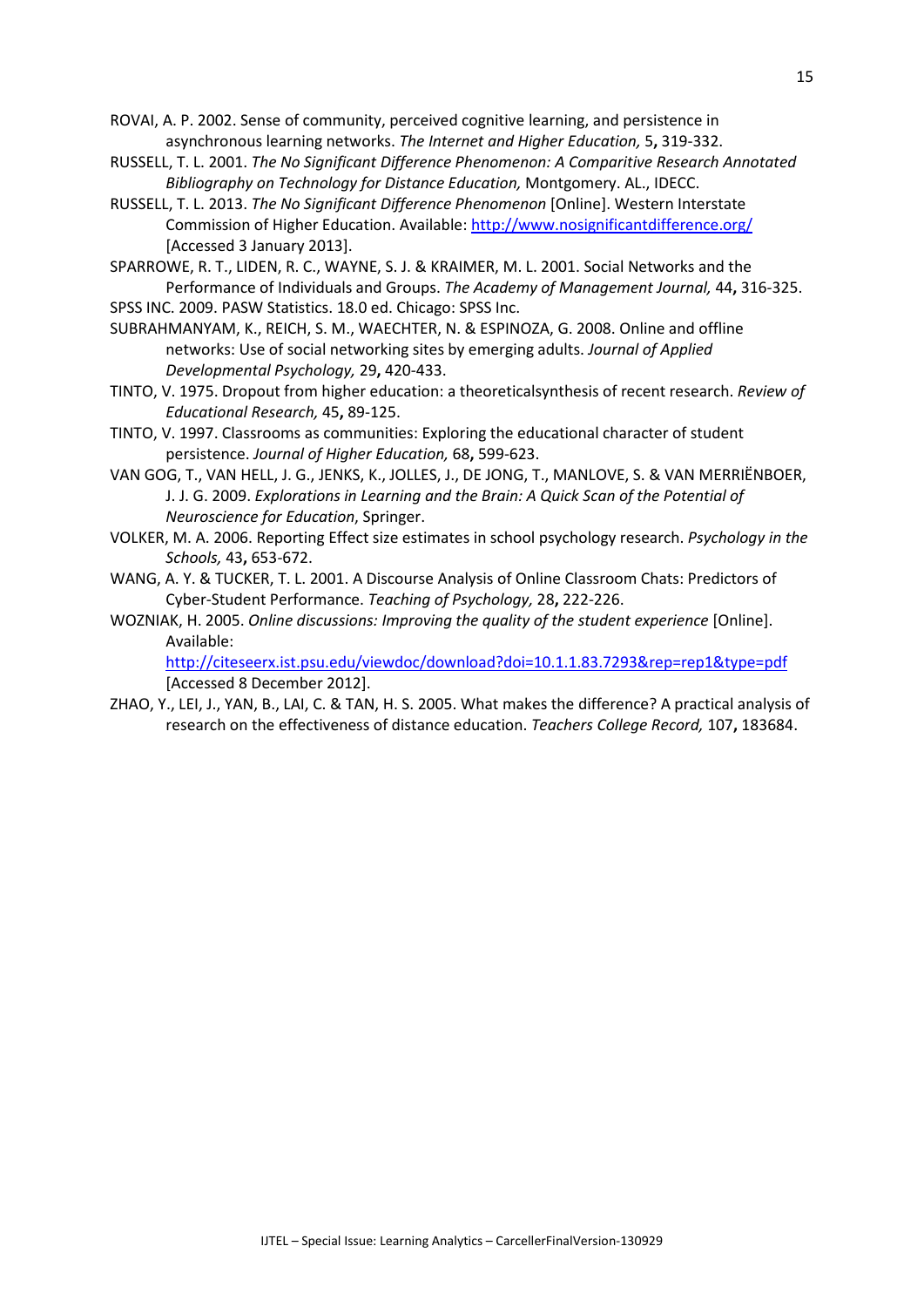ROVAI, A. P. 2002. Sense of community, perceived cognitive learning, and persistence in asynchronous learning networks. *The Internet and Higher Education,* 5**,** 319-332.

RUSSELL, T. L. 2001. *The No Significant Difference Phenomenon: A Comparitive Research Annotated Bibliography on Technology for Distance Education,* Montgomery. AL., IDECC.

RUSSELL, T. L. 2013. *The No Significant Difference Phenomenon* [Online]. Western Interstate Commission of Higher Education. Available: http://www.nosignificantdifference.org/ [Accessed 3 January 2013].

SPARROWE, R. T., LIDEN, R. C., WAYNE, S. J. & KRAIMER, M. L. 2001. Social Networks and the Performance of Individuals and Groups. *The Academy of Management Journal,* 44**,** 316-325.

SPSS INC. 2009. PASW Statistics. 18.0 ed. Chicago: SPSS Inc.

SUBRAHMANYAM, K., REICH, S. M., WAECHTER, N. & ESPINOZA, G. 2008. Online and offline networks: Use of social networking sites by emerging adults. *Journal of Applied Developmental Psychology,* 29**,** 420-433.

TINTO, V. 1975. Dropout from higher education: a theoreticalsynthesis of recent research. *Review of Educational Research,* 45**,** 89-125.

TINTO, V. 1997. Classrooms as communities: Exploring the educational character of student persistence. *Journal of Higher Education,* 68**,** 599-623.

VAN GOG, T., VAN HELL, J. G., JENKS, K., JOLLES, J., DE JONG, T., MANLOVE, S. & VAN MERRIЁNBOER, J. J. G. 2009. *Explorations in Learning and the Brain: A Quick Scan of the Potential of Neuroscience for Education*, Springer.

VOLKER, M. A. 2006. Reporting Effect size estimates in school psychology research. *Psychology in the Schools,* 43**,** 653-672.

WANG, A. Y. & TUCKER, T. L. 2001. A Discourse Analysis of Online Classroom Chats: Predictors of Cyber-Student Performance. *Teaching of Psychology,* 28**,** 222-226.

WOZNIAK, H. 2005. *Online discussions: Improving the quality of the student experience* [Online]. Available: http://citeseerx.ist.psu.edu/viewdoc/download?doi=10.1.1.83.7293&rep=rep1&type=pdf [Accessed 8 December 2012].

ZHAO, Y., LEI, J., YAN, B., LAI, C. & TAN, H. S. 2005. What makes the difference? A practical analysis of research on the effectiveness of distance education. *Teachers College Record,* 107**,** 183684.